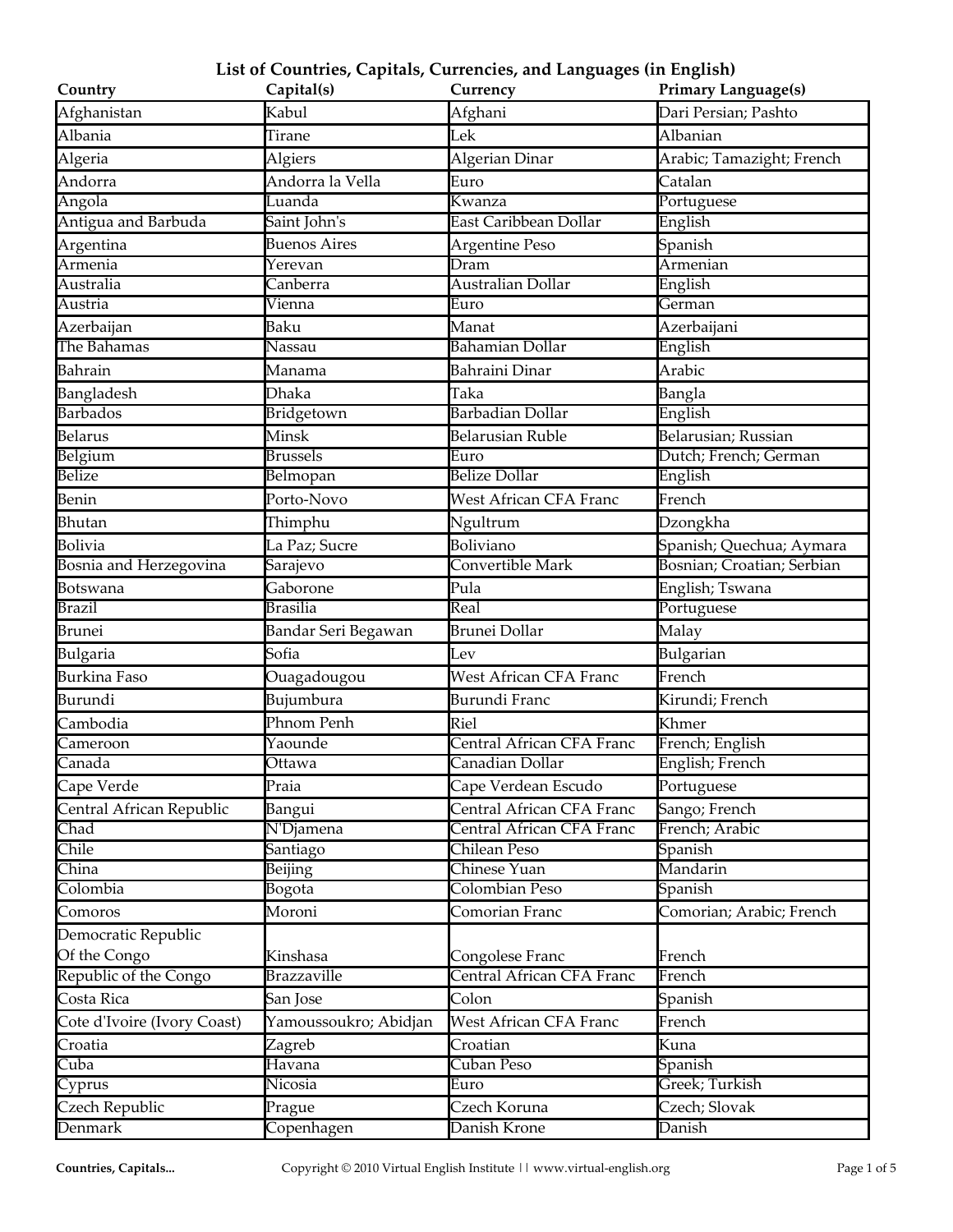# List of Countries, Capitals, Currencies, and Languages (in English)

| Country | Capital(s) | Currency | Primary Language(s) |
|---|---|---|---|
| Afghanistan | Kabul | Afghani | Dari Persian; Pashto |
| Albania | Tirane | Lek | Albanian |
| Algeria | Algiers | Algerian Dinar | Arabic; Tamazight; French |
| Andorra | Andorra la Vella | Euro | Catalan |
| Angola | Luanda | Kwanza | Portuguese |
| Antigua and Barbuda | Saint John's | East Caribbean Dollar | English |
| Argentina | Buenos Aires | Argentine Peso | Spanish |
| Armenia | Yerevan | Dram | Armenian |
| Australia | Canberra | Australian Dollar | English |
| Austria | Vienna | Euro | German |
| Azerbaijan | Baku | Manat | Azerbaijani |
| The Bahamas | Nassau | Bahamian Dollar | English |
| Bahrain | Manama | Bahraini Dinar | Arabic |
| Bangladesh | Dhaka | Taka | Bangla |
| Barbados | Bridgetown | Barbadian Dollar | English |
| Belarus | Minsk | Belarusian Ruble | Belarusian; Russian |
| Belgium | Brussels | Euro | Dutch; French; German |
| Belize | Belmopan | Belize Dollar | English |
| Benin | Porto-Novo | West African CFA Franc | French |
| Bhutan | Thimphu | Ngultrum | Dzongkha |
| Bolivia | La Paz; Sucre | Boliviano | Spanish; Quechua; Aymara |
| Bosnia and Herzegovina | Sarajevo | Convertible Mark | Bosnian; Croatian; Serbian |
| Botswana | Gaborone | Pula | English; Tswana |
| Brazil | Brasilia | Real | Portuguese |
| Brunei | Bandar Seri Begawan | Brunei Dollar | Malay |
| Bulgaria | Sofia | Lev | Bulgarian |
| Burkina Faso | Ouagadougou | West African CFA Franc | French |
| Burundi | Bujumbura | Burundi Franc | Kirundi; French |
| Cambodia | Phnom Penh | Riel | Khmer |
| Cameroon | Yaounde | Central African CFA Franc | French; English |
| Canada | Ottawa | Canadian Dollar | English; French |
| Cape Verde | Praia | Cape Verdean Escudo | Portuguese |
| Central African Republic | Bangui | Central African CFA Franc | Sango; French |
| Chad | N'Djamena | Central African CFA Franc | French; Arabic |
| Chile | Santiago | Chilean Peso | Spanish |
| China | Beijing | Chinese Yuan | Mandarin |
| Colombia | Bogota | Colombian Peso | Spanish |
| Comoros | Moroni | Comorian Franc | Comorian; Arabic; French |
| Democratic Republic Of the Congo | Kinshasa | Congolese Franc | French |
| Republic of the Congo | Brazzaville | Central African CFA Franc | French |
| Costa Rica | San Jose | Colon | Spanish |
| Cote d'Ivoire (Ivory Coast) | Yamoussoukro; Abidjan | West African CFA Franc | French |
| Croatia | Zagreb | Croatian | Kuna |
| Cuba | Havana | Cuban Peso | Spanish |
| Cyprus | Nicosia | Euro | Greek; Turkish |
| Czech Republic | Prague | Czech Koruna | Czech; Slovak |
| Denmark | Copenhagen | Danish Krone | Danish |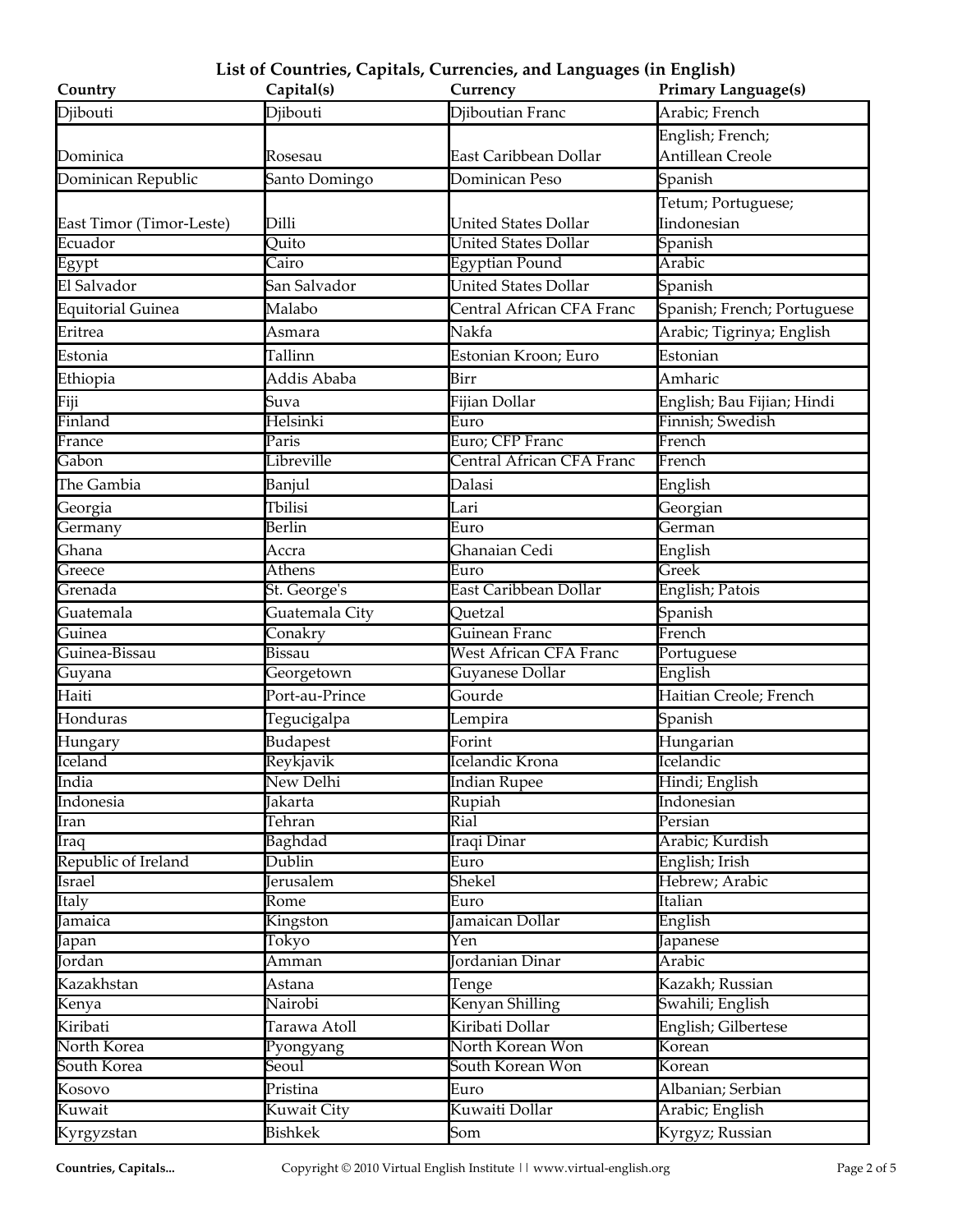## List of Countries, Capitals, Currencies, and Languages (in English)

| Country | Capital(s) | Currency | Primary Language(s) |
|---|---|---|---|
| Djibouti | Djibouti | Djiboutian Franc | Arabic; French |
| Dominica | Rosesau | East Caribbean Dollar | English; French; Antillean Creole |
| Dominican Republic | Santo Domingo | Dominican Peso | Spanish |
| East Timor (Timor-Leste) | Dilli | United States Dollar | Tetum; Portuguese; Iindonesian |
| Ecuador | Quito | United States Dollar | Spanish |
| Egypt | Cairo | Egyptian Pound | Arabic |
| El Salvador | San Salvador | United States Dollar | Spanish |
| Equitorial Guinea | Malabo | Central African CFA Franc | Spanish; French; Portuguese |
| Eritrea | Asmara | Nakfa | Arabic; Tigrinya; English |
| Estonia | Tallinn | Estonian Kroon; Euro | Estonian |
| Ethiopia | Addis Ababa | Birr | Amharic |
| Fiji | Suva | Fijian Dollar | English; Bau Fijian; Hindi |
| Finland | Helsinki | Euro | Finnish; Swedish |
| France | Paris | Euro; CFP Franc | French |
| Gabon | Libreville | Central African CFA Franc | French |
| The Gambia | Banjul | Dalasi | English |
| Georgia | Tbilisi | Lari | Georgian |
| Germany | Berlin | Euro | German |
| Ghana | Accra | Ghanaian Cedi | English |
| Greece | Athens | Euro | Greek |
| Grenada | St. George's | East Caribbean Dollar | English; Patois |
| Guatemala | Guatemala City | Quetzal | Spanish |
| Guinea | Conakry | Guinean Franc | French |
| Guinea-Bissau | Bissau | West African CFA Franc | Portuguese |
| Guyana | Georgetown | Guyanese Dollar | English |
| Haiti | Port-au-Prince | Gourde | Haitian Creole; French |
| Honduras | Tegucigalpa | Lempira | Spanish |
| Hungary | Budapest | Forint | Hungarian |
| Iceland | Reykjavik | Icelandic Krona | Icelandic |
| India | New Delhi | Indian Rupee | Hindi; English |
| Indonesia | Jakarta | Rupiah | Indonesian |
| Iran | Tehran | Rial | Persian |
| Iraq | Baghdad | Iraqi Dinar | Arabic; Kurdish |
| Republic of Ireland | Dublin | Euro | English; Irish |
| Israel | Jerusalem | Shekel | Hebrew; Arabic |
| Italy | Rome | Euro | Italian |
| Jamaica | Kingston | Jamaican Dollar | English |
| Japan | Tokyo | Yen | Japanese |
| Jordan | Amman | Jordanian Dinar | Arabic |
| Kazakhstan | Astana | Tenge | Kazakh; Russian |
| Kenya | Nairobi | Kenyan Shilling | Swahili; English |
| Kiribati | Tarawa Atoll | Kiribati Dollar | English; Gilbertese |
| North Korea | Pyongyang | North Korean Won | Korean |
| South Korea | Seoul | South Korean Won | Korean |
| Kosovo | Pristina | Euro | Albanian; Serbian |
| Kuwait | Kuwait City | Kuwaiti Dollar | Arabic; English |
| Kyrgyzstan | Bishkek | Som | Kyrgyz; Russian |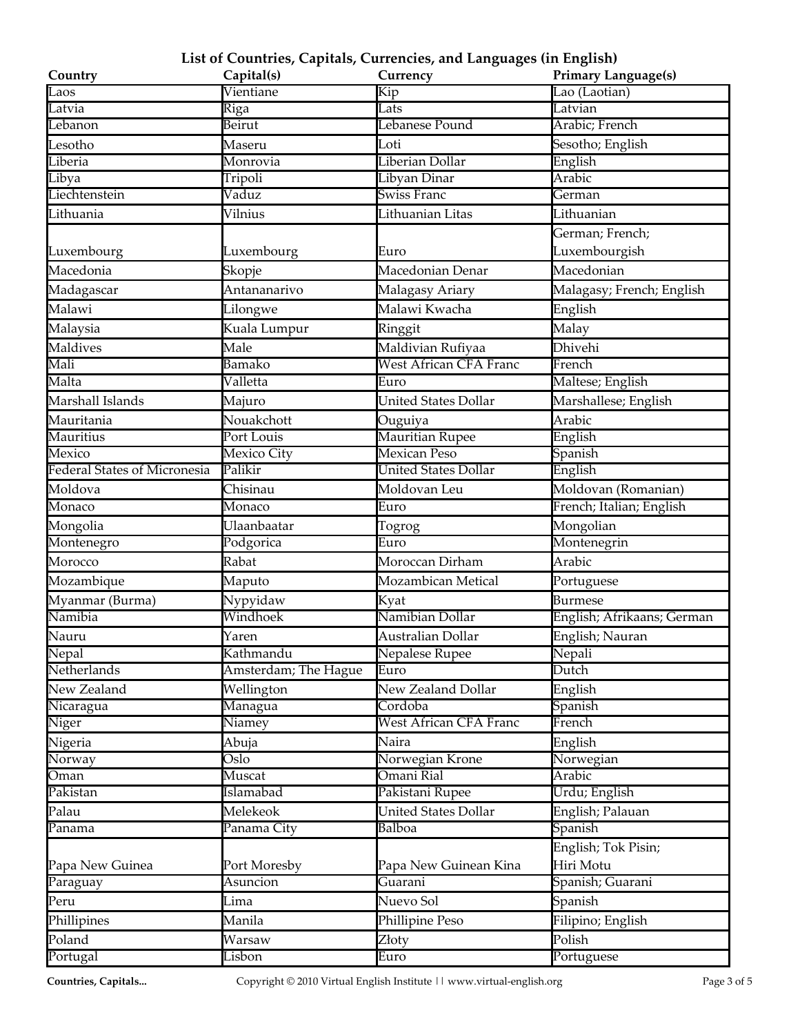## List of Countries, Capitals, Currencies, and Languages (in English)

| Country | Capital(s) | Currency | Primary Language(s) |
|---|---|---|---|
| Laos | Vientiane | Kip | Lao (Laotian) |
| Latvia | Riga | Lats | Latvian |
| Lebanon | Beirut | Lebanese Pound | Arabic; French |
| Lesotho | Maseru | Loti | Sesotho; English |
| Liberia | Monrovia | Liberian Dollar | English |
| Libya | Tripoli | Libyan Dinar | Arabic |
| Liechtenstein | Vaduz | Swiss Franc | German |
| Lithuania | Vilnius | Lithuanian Litas | Lithuanian |
| Luxembourg | Luxembourg | Euro | German; French; Luxembourgish |
| Macedonia | Skopje | Macedonian Denar | Macedonian |
| Madagascar | Antananarivo | Malagasy Ariary | Malagasy; French; English |
| Malawi | Lilongwe | Malawi Kwacha | English |
| Malaysia | Kuala Lumpur | Ringgit | Malay |
| Maldives | Male | Maldivian Rufiyaa | Dhivehi |
| Mali | Bamako | West African CFA Franc | French |
| Malta | Valletta | Euro | Maltese; English |
| Marshall Islands | Majuro | United States Dollar | Marshallese; English |
| Mauritania | Nouakchott | Ouguiya | Arabic |
| Mauritius | Port Louis | Mauritian Rupee | English |
| Mexico | Mexico City | Mexican Peso | Spanish |
| Federal States of Micronesia | Palikir | United States Dollar | English |
| Moldova | Chisinau | Moldovan Leu | Moldovan (Romanian) |
| Monaco | Monaco | Euro | French; Italian; English |
| Mongolia | Ulaanbaatar | Togrog | Mongolian |
| Montenegro | Podgorica | Euro | Montenegrin |
| Morocco | Rabat | Moroccan Dirham | Arabic |
| Mozambique | Maputo | Mozambican Metical | Portuguese |
| Myanmar (Burma) | Nypyidaw | Kyat | Burmese |
| Namibia | Windhoek | Namibian Dollar | English; Afrikaans; German |
| Nauru | Yaren | Australian Dollar | English; Nauran |
| Nepal | Kathmandu | Nepalese Rupee | Nepali |
| Netherlands | Amsterdam; The Hague | Euro | Dutch |
| New Zealand | Wellington | New Zealand Dollar | English |
| Nicaragua | Managua | Cordoba | Spanish |
| Niger | Niamey | West African CFA Franc | French |
| Nigeria | Abuja | Naira | English |
| Norway | Oslo | Norwegian Krone | Norwegian |
| Oman | Muscat | Omani Rial | Arabic |
| Pakistan | Islamabad | Pakistani Rupee | Urdu; English |
| Palau | Melekeok | United States Dollar | English; Palauan |
| Panama | Panama City | Balboa | Spanish |
| Papa New Guinea | Port Moresby | Papa New Guinean Kina | English; Tok Pisin; Hiri Motu |
| Paraguay | Asuncion | Guarani | Spanish; Guarani |
| Peru | Lima | Nuevo Sol | Spanish |
| Phillipines | Manila | Phillipine Peso | Filipino; English |
| Poland | Warsaw | Złoty | Polish |
| Portugal | Lisbon | Euro | Portuguese |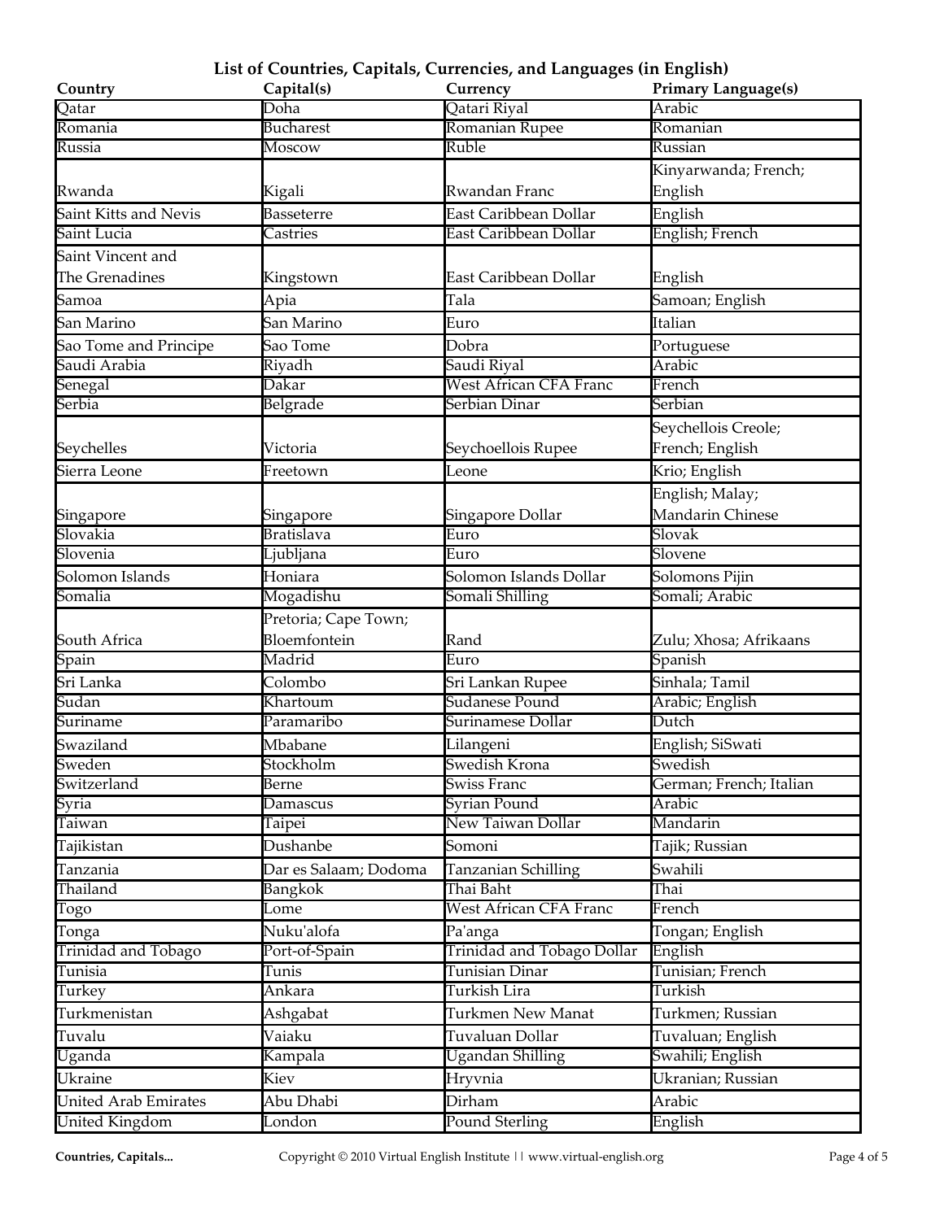## List of Countries, Capitals, Currencies, and Languages (in English)

| Country | Capital(s) | Currency | Primary Language(s) |
|---|---|---|---|
| Qatar | Doha | Qatari Riyal | Arabic |
| Romania | Bucharest | Romanian Rupee | Romanian |
| Russia | Moscow | Ruble | Russian |
| Rwanda | Kigali | Rwandan Franc | Kinyarwanda; French; English |
| Saint Kitts and Nevis | Basseterre | East Caribbean Dollar | English |
| Saint Lucia | Castries | East Caribbean Dollar | English; French |
| Saint Vincent and The Grenadines | Kingstown | East Caribbean Dollar | English |
| Samoa | Apia | Tala | Samoan; English |
| San Marino | San Marino | Euro | Italian |
| Sao Tome and Principe | Sao Tome | Dobra | Portuguese |
| Saudi Arabia | Riyadh | Saudi Riyal | Arabic |
| Senegal | Dakar | West African CFA Franc | French |
| Serbia | Belgrade | Serbian Dinar | Serbian |
| Seychelles | Victoria | Seychoellois Rupee | Seychellois Creole; French; English |
| Sierra Leone | Freetown | Leone | Krio; English |
| Singapore | Singapore | Singapore Dollar | English; Malay; Mandarin Chinese |
| Slovakia | Bratislava | Euro | Slovak |
| Slovenia | Ljubljana | Euro | Slovene |
| Solomon Islands | Honiara | Solomon Islands Dollar | Solomons Pijin |
| Somalia | Mogadishu | Somali Shilling | Somali; Arabic |
| South Africa | Pretoria; Cape Town; Bloemfontein | Rand | Zulu; Xhosa; Afrikaans |
| Spain | Madrid | Euro | Spanish |
| Sri Lanka | Colombo | Sri Lankan Rupee | Sinhala; Tamil |
| Sudan | Khartoum | Sudanese Pound | Arabic; English |
| Suriname | Paramaribo | Surinamese Dollar | Dutch |
| Swaziland | Mbabane | Lilangeni | English; SiSwati |
| Sweden | Stockholm | Swedish Krona | Swedish |
| Switzerland | Berne | Swiss Franc | German; French; Italian |
| Syria | Damascus | Syrian Pound | Arabic |
| Taiwan | Taipei | New Taiwan Dollar | Mandarin |
| Tajikistan | Dushanbe | Somoni | Tajik; Russian |
| Tanzania | Dar es Salaam; Dodoma | Tanzanian Schilling | Swahili |
| Thailand | Bangkok | Thai Baht | Thai |
| Togo | Lome | West African CFA Franc | French |
| Tonga | Nuku'alofa | Pa'anga | Tongan; English |
| Trinidad and Tobago | Port-of-Spain | Trinidad and Tobago Dollar | English |
| Tunisia | Tunis | Tunisian Dinar | Tunisian; French |
| Turkey | Ankara | Turkish Lira | Turkish |
| Turkmenistan | Ashgabat | Turkmen New Manat | Turkmen; Russian |
| Tuvalu | Vaiaku | Tuvaluan Dollar | Tuvaluan; English |
| Uganda | Kampala | Ugandan Shilling | Swahili; English |
| Ukraine | Kiev | Hryvnia | Ukranian; Russian |
| United Arab Emirates | Abu Dhabi | Dirham | Arabic |
| United Kingdom | London | Pound Sterling | English |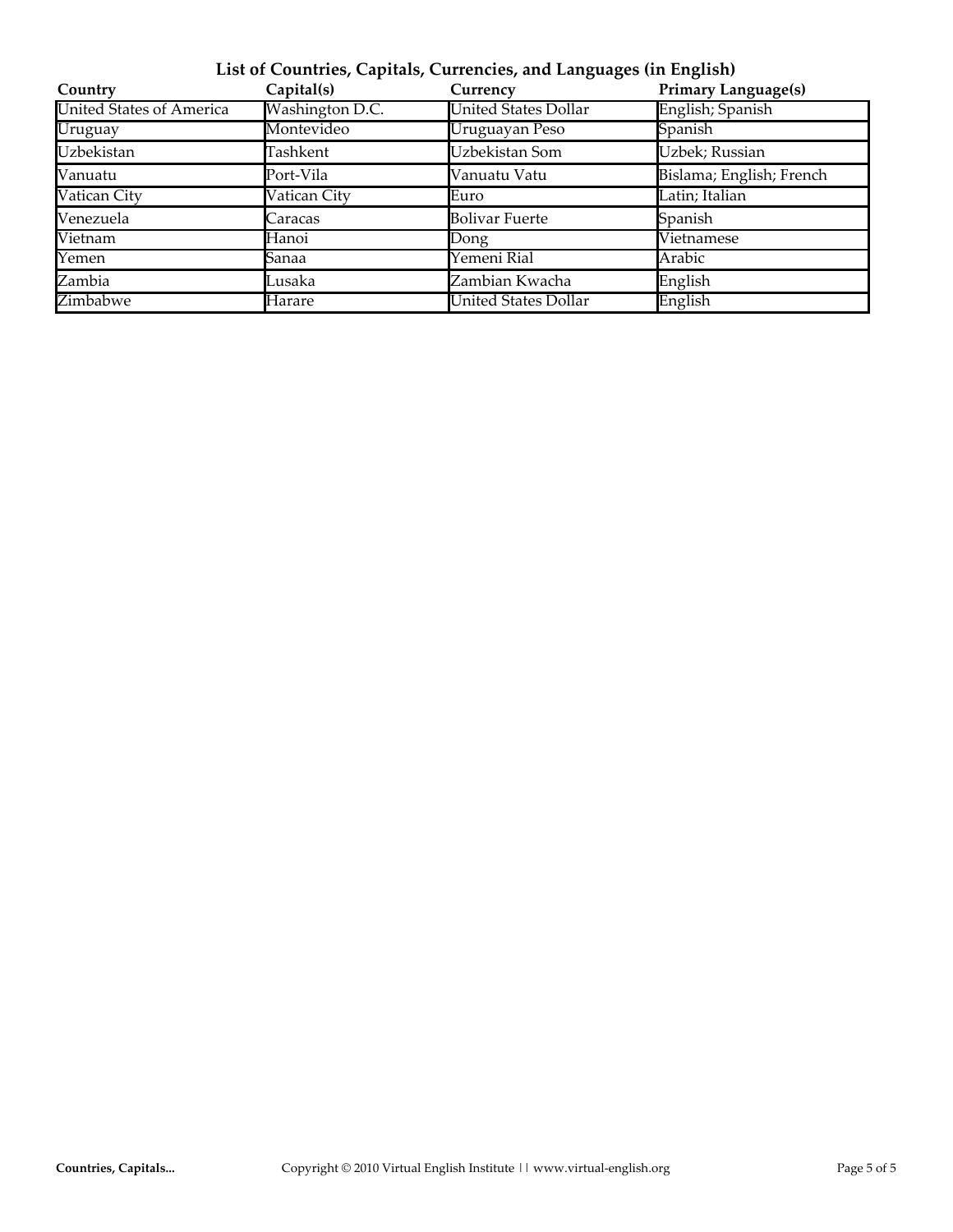## List of Countries, Capitals, Currencies, and Languages (in English)

| Country | Capital(s) | Currency | Primary Language(s) |
|---|---|---|---|
| United States of America | Washington D.C. | United States Dollar | English; Spanish |
| Uruguay | Montevideo | Uruguayan Peso | Spanish |
| Uzbekistan | Tashkent | Uzbekistan Som | Uzbek; Russian |
| Vanuatu | Port-Vila | Vanuatu Vatu | Bislama; English; French |
| Vatican City | Vatican City | Euro | Latin; Italian |
| Venezuela | Caracas | Bolivar Fuerte | Spanish |
| Vietnam | Hanoi | Dong | Vietnamese |
| Yemen | Sanaa | Yemeni Rial | Arabic |
| Zambia | Lusaka | Zambian Kwacha | English |
| Zimbabwe | Harare | United States Dollar | English |